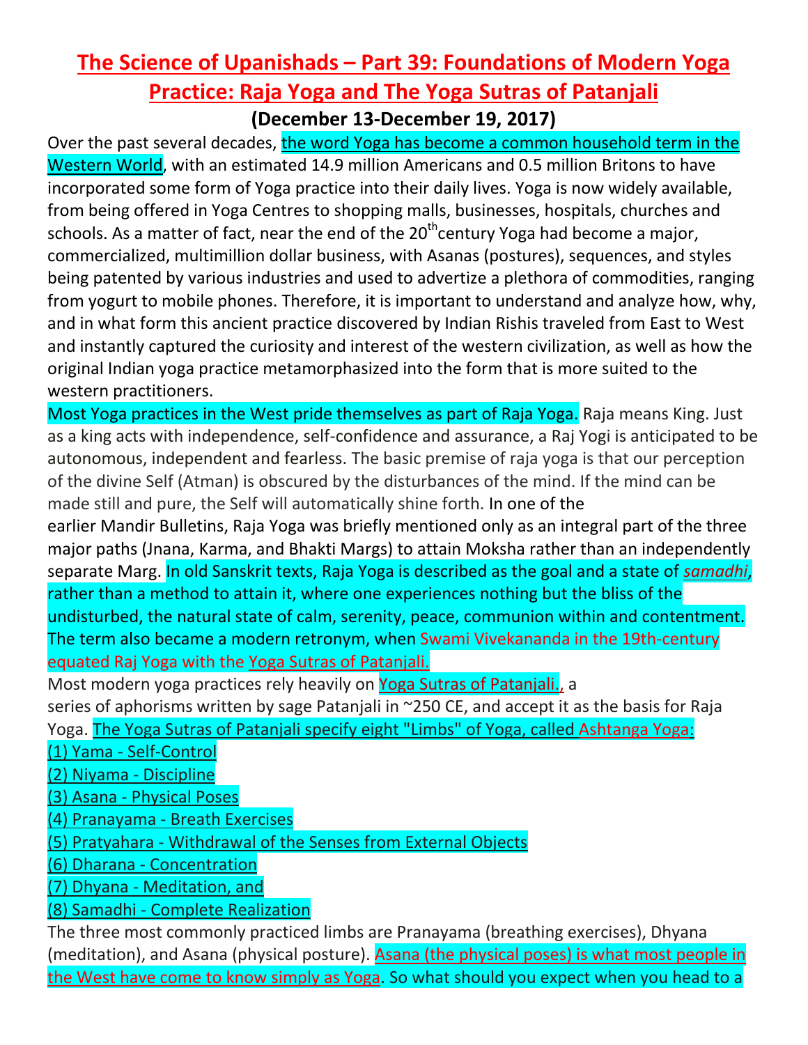# The Science of Upanishads – Part 39: Foundations of Modern Yoga Practice: Raja Yoga and The Yoga Sutras of Patanjali

## (December 13-December 19, 2017)

Over the past several decades, the word Yoga has become a common household term in the Western World, with an estimated 14.9 million Americans and 0.5 million Britons to have incorporated some form of Yoga practice into their daily lives. Yoga is now widely available, from being offered in Yoga Centres to shopping malls, businesses, hospitals, churches and schools. As a matter of fact, near the end of the 20th century Yoga had become a major, commercialized, multimillion dollar business, with Asanas (postures), sequences, and styles being patented by various industries and used to advertize a plethora of commodities, ranging from yogurt to mobile phones. Therefore, it is important to understand and analyze how, why, and in what form this ancient practice discovered by Indian Rishis traveled from East to West and instantly captured the curiosity and interest of the western civilization, as well as how the original Indian yoga practice metamorphasized into the form that is more suited to the western practitioners.

Most Yoga practices in the West pride themselves as part of Raja Yoga. Raja means King. Just as a king acts with independence, self-confidence and assurance, a Raj Yogi is anticipated to be autonomous, independent and fearless. The basic premise of raja yoga is that our perception of the divine Self (Atman) is obscured by the disturbances of the mind. If the mind can be made still and pure, the Self will automatically shine forth. In one of the earlier Mandir Bulletins, Raja Yoga was briefly mentioned only as an integral part of the three major paths (Jnana, Karma, and Bhakti Margs) to attain Moksha rather than an independently separate Marg. In old Sanskrit texts, Raja Yoga is described as the goal and a state of *samadhi*, rather than a method to attain it, where one experiences nothing but the bliss of the undisturbed, the natural state of calm, serenity, peace, communion within and contentment. The term also became a modern retronym, when Swami Vivekananda in the 19th-century equated Raj Yoga with the Yoga Sutras of Patanjali.

Most modern yoga practices rely heavily on Yoga Sutras of Patanjali., a series of aphorisms written by sage Patanjali in ~250 CE, and accept it as the basis for Raja Yoga. The Yoga Sutras of Patanjali specify eight "Limbs" of Yoga, called Ashtanga Yoga:

(1) Yama - Self-Control
(2) Niyama - Discipline
(3) Asana - Physical Poses
(4) Pranayama - Breath Exercises
(5) Pratyahara - Withdrawal of the Senses from External Objects
(6) Dharana - Concentration
(7) Dhyana - Meditation, and
(8) Samadhi - Complete Realization

The three most commonly practiced limbs are Pranayama (breathing exercises), Dhyana (meditation), and Asana (physical posture). Asana (the physical poses) is what most people in the West have come to know simply as Yoga. So what should you expect when you head to a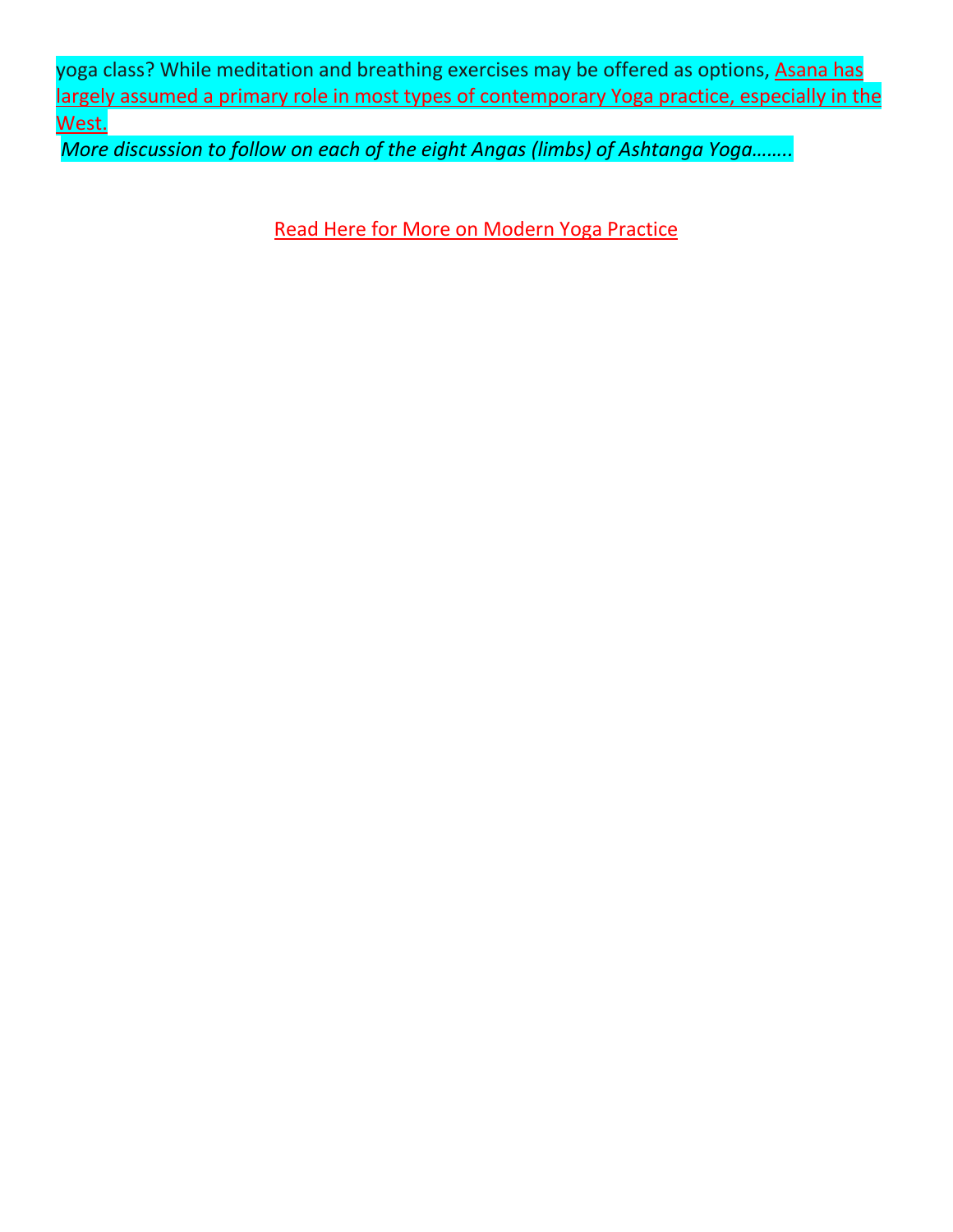yoga class? While meditation and breathing exercises may be offered as options, Asana has largely assumed a primary role in most types of contemporary Yoga practice, especially in the West.

*More discussion to follow on each of the eight Angas (limbs) of Ashtanga Yoga……..*

Read Here for More on Modern Yoga Practice